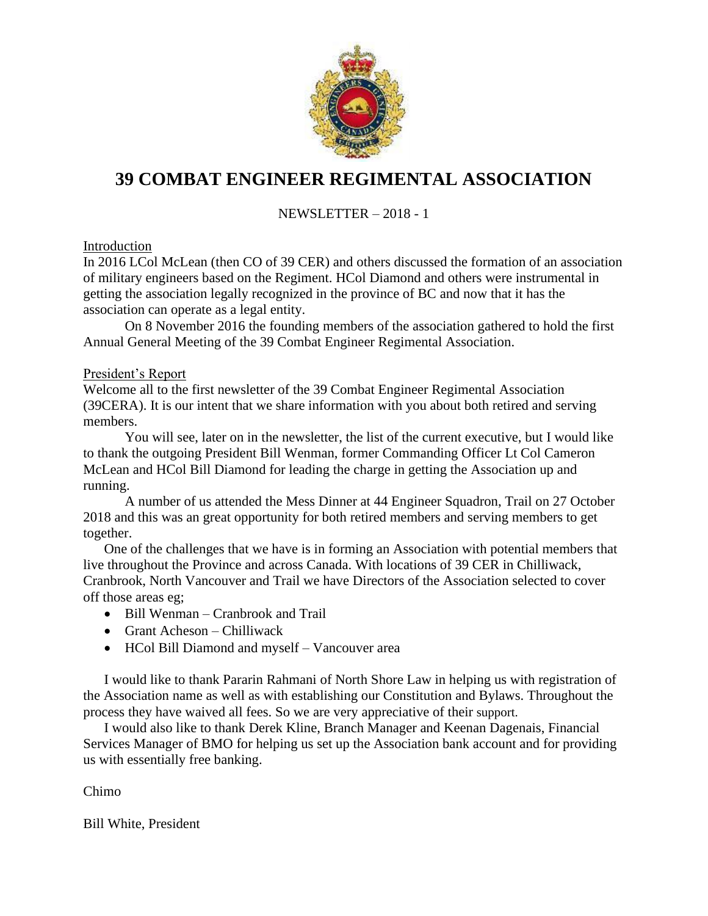# 39 COMBAT ENGINEER REGIMENTAL ASSOCIATION

NEWSLETTER – 2018 - 1

## Introduction

In 2016 LCol McLean (then CO of 39 CER) and others discussed the formation of an association of military engineers based on the Regiment. HCol Diamond and others were instrumental in getting the association legally recognized in the province of BC and now that it has the association can operate as a legal entity.

On 8 November 2016 the founding members of the association gathered to hold the first Annual General Meeting of the 39 Combat Engineer Regimental Association.

## President's Report

Welcome all to the first newsletter of the 39 Combat Engineer Regimental Association (39CERA). It is our intent that we share information with you about both retired and serving members.

You will see, later on in the newsletter, the list of the current executive, but I would like to thank the outgoing President Bill Wenman, former Commanding Officer Lt Col Cameron McLean and HCol Bill Diamond for leading the charge in getting the Association up and running.

A number of us attended the Mess Dinner at 44 Engineer Squadron, Trail on 27 October 2018 and this was an great opportunity for both retired members and serving members to get together.

One of the challenges that we have is in forming an Association with potential members that live throughout the Province and across Canada. With locations of 39 CER in Chilliwack, Cranbrook, North Vancouver and Trail we have Directors of the Association selected to cover off those areas eg;

- Bill Wenman – Cranbrook and Trail
- Grant Acheson – Chilliwack
- HCol Bill Diamond and myself – Vancouver area

I would like to thank Pararin Rahmani of North Shore Law in helping us with registration of the Association name as well as with establishing our Constitution and Bylaws. Throughout the process they have waived all fees. So we are very appreciative of their support.

I would also like to thank Derek Kline, Branch Manager and Keenan Dagenais, Financial Services Manager of BMO for helping us set up the Association bank account and for providing us with essentially free banking.

Chimo

Bill White, President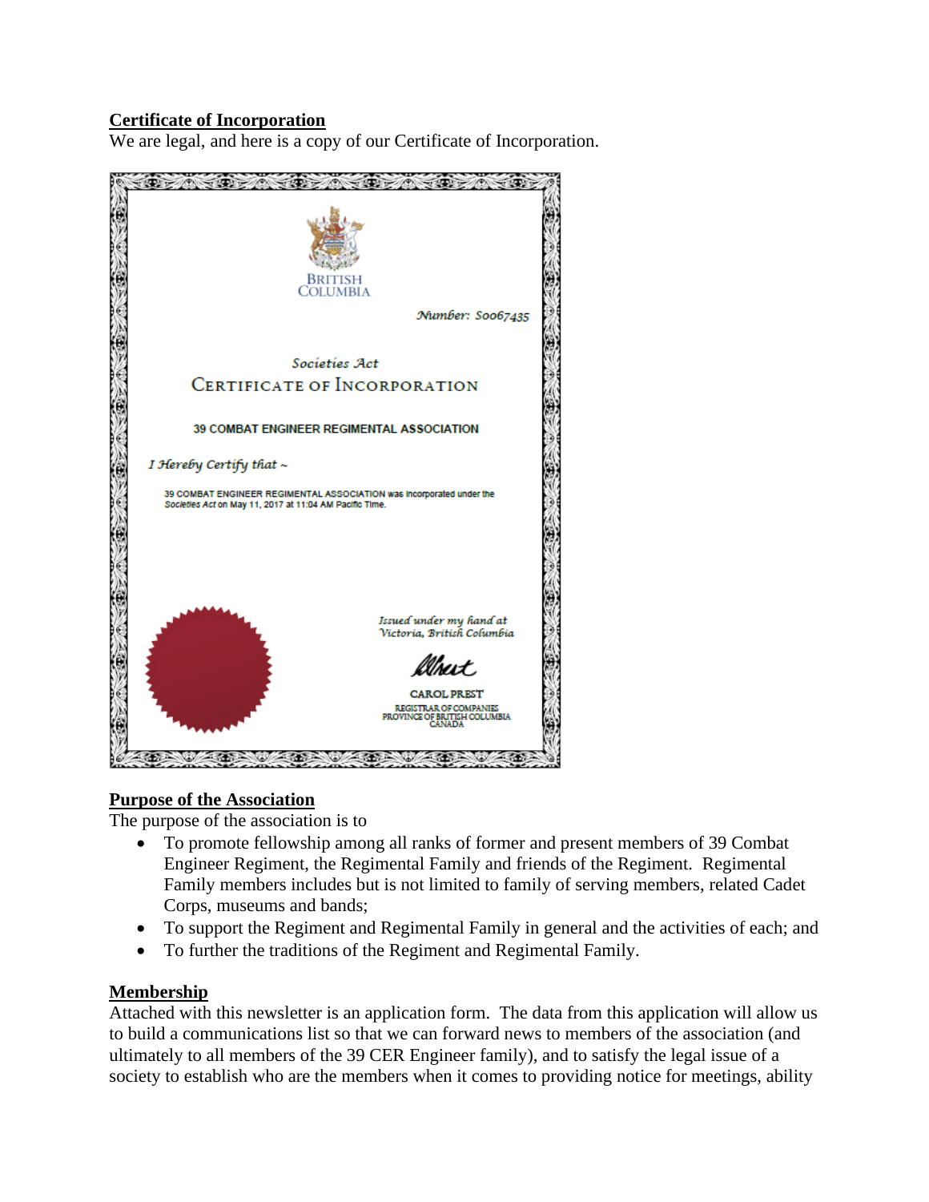**Certificate of Incorporation**

We are legal, and here is a copy of our Certificate of Incorporation.

BRITISH COLUMBIA

*Number: S0067435*

*Societies Act*

CERTIFICATE OF INCORPORATION

39 COMBAT ENGINEER REGIMENTAL ASSOCIATION

*I Hereby Certify that ~*

39 COMBAT ENGINEER REGIMENTAL ASSOCIATION was incorporated under the *Societies Act* on May 11, 2017 at 11:04 AM Pacific Time.

*Issued under my hand at Victoria, British Columbia*

CAROL PREST
REGISTRAR OF COMPANIES
PROVINCE OF BRITISH COLUMBIA
CANADA

**Purpose of the Association**

The purpose of the association is to

- To promote fellowship among all ranks of former and present members of 39 Combat Engineer Regiment, the Regimental Family and friends of the Regiment. Regimental Family members includes but is not limited to family of serving members, related Cadet Corps, museums and bands;
- To support the Regiment and Regimental Family in general and the activities of each; and
- To further the traditions of the Regiment and Regimental Family.

**Membership**

Attached with this newsletter is an application form. The data from this application will allow us to build a communications list so that we can forward news to members of the association (and ultimately to all members of the 39 CER Engineer family), and to satisfy the legal issue of a society to establish who are the members when it comes to providing notice for meetings, ability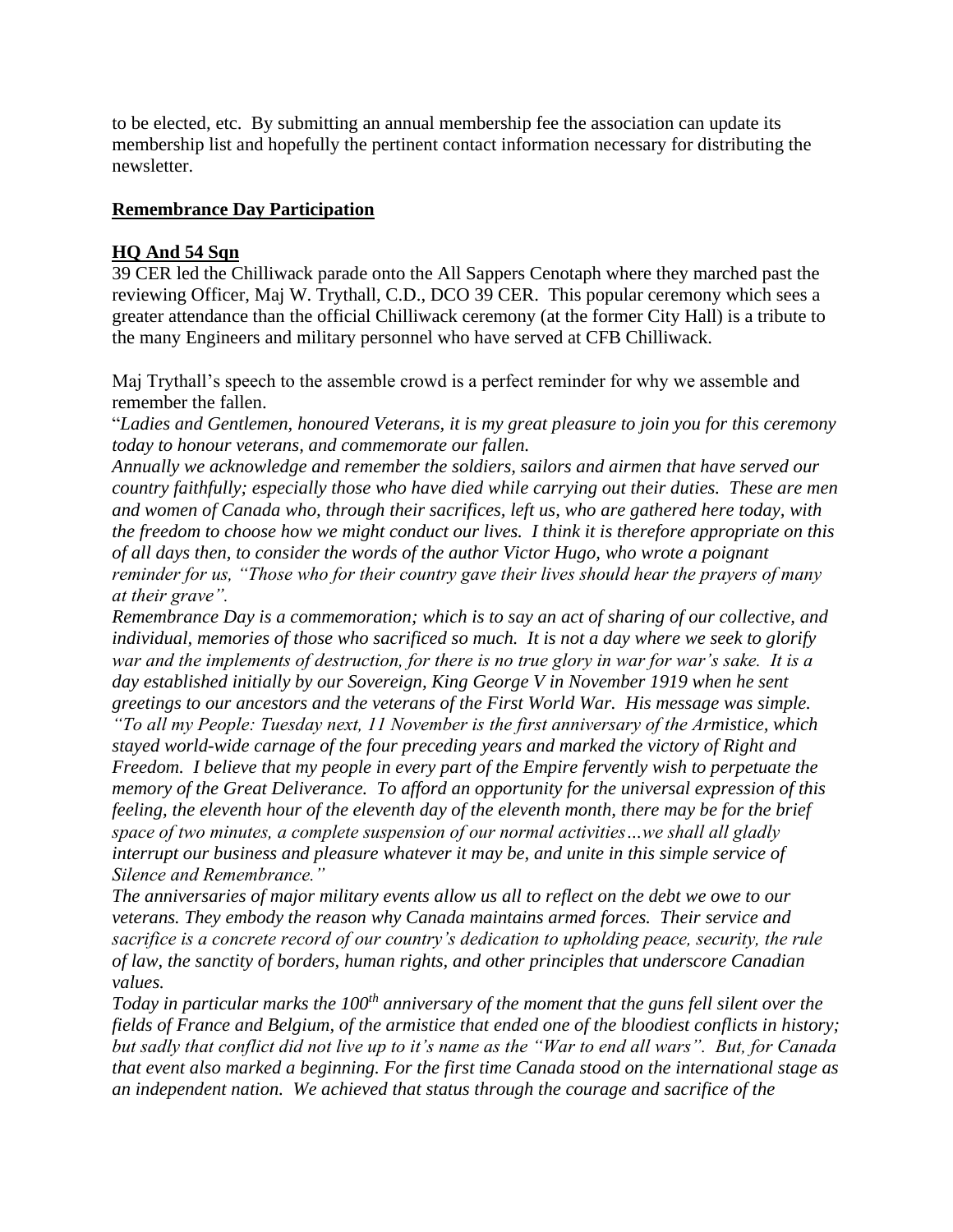to be elected, etc. By submitting an annual membership fee the association can update its membership list and hopefully the pertinent contact information necessary for distributing the newsletter.

## **Remembrance Day Participation**

### **HQ And 54 Sqn**

39 CER led the Chilliwack parade onto the All Sappers Cenotaph where they marched past the reviewing Officer, Maj W. Trythall, C.D., DCO 39 CER. This popular ceremony which sees a greater attendance than the official Chilliwack ceremony (at the former City Hall) is a tribute to the many Engineers and military personnel who have served at CFB Chilliwack.

Maj Trythall's speech to the assemble crowd is a perfect reminder for why we assemble and remember the fallen.

"*Ladies and Gentlemen, honoured Veterans, it is my great pleasure to join you for this ceremony today to honour veterans, and commemorate our fallen.*

*Annually we acknowledge and remember the soldiers, sailors and airmen that have served our country faithfully; especially those who have died while carrying out their duties. These are men and women of Canada who, through their sacrifices, left us, who are gathered here today, with the freedom to choose how we might conduct our lives. I think it is therefore appropriate on this of all days then, to consider the words of the author Victor Hugo, who wrote a poignant reminder for us, "Those who for their country gave their lives should hear the prayers of many at their grave".*

*Remembrance Day is a commemoration; which is to say an act of sharing of our collective, and individual, memories of those who sacrificed so much. It is not a day where we seek to glorify war and the implements of destruction, for there is no true glory in war for war's sake. It is a day established initially by our Sovereign, King George V in November 1919 when he sent greetings to our ancestors and the veterans of the First World War. His message was simple. "To all my People: Tuesday next, 11 November is the first anniversary of the Armistice, which stayed world-wide carnage of the four preceding years and marked the victory of Right and Freedom. I believe that my people in every part of the Empire fervently wish to perpetuate the memory of the Great Deliverance. To afford an opportunity for the universal expression of this feeling, the eleventh hour of the eleventh day of the eleventh month, there may be for the brief space of two minutes, a complete suspension of our normal activities…we shall all gladly interrupt our business and pleasure whatever it may be, and unite in this simple service of Silence and Remembrance."*

*The anniversaries of major military events allow us all to reflect on the debt we owe to our veterans. They embody the reason why Canada maintains armed forces. Their service and sacrifice is a concrete record of our country's dedication to upholding peace, security, the rule of law, the sanctity of borders, human rights, and other principles that underscore Canadian values.*

*Today in particular marks the 100th anniversary of the moment that the guns fell silent over the fields of France and Belgium, of the armistice that ended one of the bloodiest conflicts in history; but sadly that conflict did not live up to it's name as the "War to end all wars". But, for Canada that event also marked a beginning. For the first time Canada stood on the international stage as an independent nation. We achieved that status through the courage and sacrifice of the*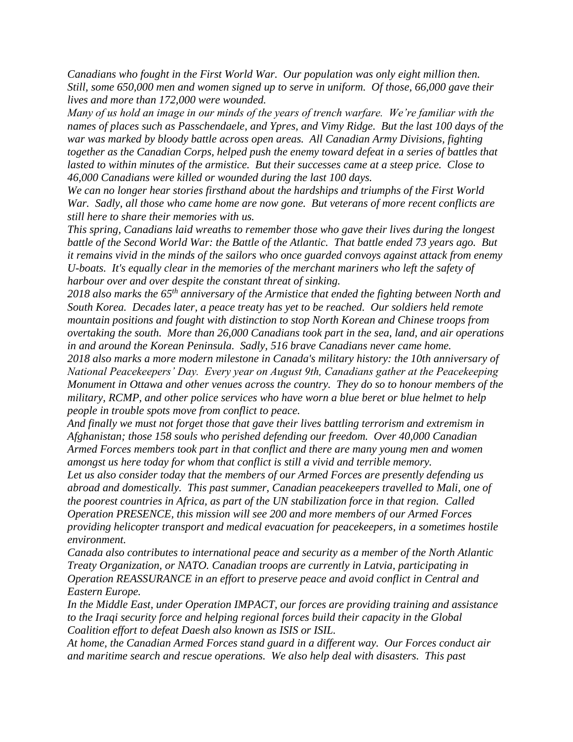*Canadians who fought in the First World War. Our population was only eight million then. Still, some 650,000 men and women signed up to serve in uniform. Of those, 66,000 gave their lives and more than 172,000 were wounded.*

*Many of us hold an image in our minds of the years of trench warfare. We're familiar with the names of places such as Passchendaele, and Ypres, and Vimy Ridge. But the last 100 days of the war was marked by bloody battle across open areas. All Canadian Army Divisions, fighting together as the Canadian Corps, helped push the enemy toward defeat in a series of battles that lasted to within minutes of the armistice. But their successes came at a steep price. Close to 46,000 Canadians were killed or wounded during the last 100 days.*

*We can no longer hear stories firsthand about the hardships and triumphs of the First World War. Sadly, all those who came home are now gone. But veterans of more recent conflicts are still here to share their memories with us.*

*This spring, Canadians laid wreaths to remember those who gave their lives during the longest battle of the Second World War: the Battle of the Atlantic. That battle ended 73 years ago. But it remains vivid in the minds of the sailors who once guarded convoys against attack from enemy U-boats. It's equally clear in the memories of the merchant mariners who left the safety of harbour over and over despite the constant threat of sinking.*

*2018 also marks the 65th anniversary of the Armistice that ended the fighting between North and South Korea. Decades later, a peace treaty has yet to be reached. Our soldiers held remote mountain positions and fought with distinction to stop North Korean and Chinese troops from overtaking the south. More than 26,000 Canadians took part in the sea, land, and air operations in and around the Korean Peninsula. Sadly, 516 brave Canadians never came home.*

*2018 also marks a more modern milestone in Canada's military history: the 10th anniversary of National Peacekeepers' Day. Every year on August 9th, Canadians gather at the Peacekeeping Monument in Ottawa and other venues across the country. They do so to honour members of the military, RCMP, and other police services who have worn a blue beret or blue helmet to help people in trouble spots move from conflict to peace.*

*And finally we must not forget those that gave their lives battling terrorism and extremism in Afghanistan; those 158 souls who perished defending our freedom. Over 40,000 Canadian Armed Forces members took part in that conflict and there are many young men and women amongst us here today for whom that conflict is still a vivid and terrible memory.*

*Let us also consider today that the members of our Armed Forces are presently defending us abroad and domestically. This past summer, Canadian peacekeepers travelled to Mali, one of the poorest countries in Africa, as part of the UN stabilization force in that region. Called Operation PRESENCE, this mission will see 200 and more members of our Armed Forces providing helicopter transport and medical evacuation for peacekeepers, in a sometimes hostile environment.*

*Canada also contributes to international peace and security as a member of the North Atlantic Treaty Organization, or NATO. Canadian troops are currently in Latvia, participating in Operation REASSURANCE in an effort to preserve peace and avoid conflict in Central and Eastern Europe.*

*In the Middle East, under Operation IMPACT, our forces are providing training and assistance to the Iraqi security force and helping regional forces build their capacity in the Global Coalition effort to defeat Daesh also known as ISIS or ISIL.*

*At home, the Canadian Armed Forces stand guard in a different way. Our Forces conduct air and maritime search and rescue operations. We also help deal with disasters. This past*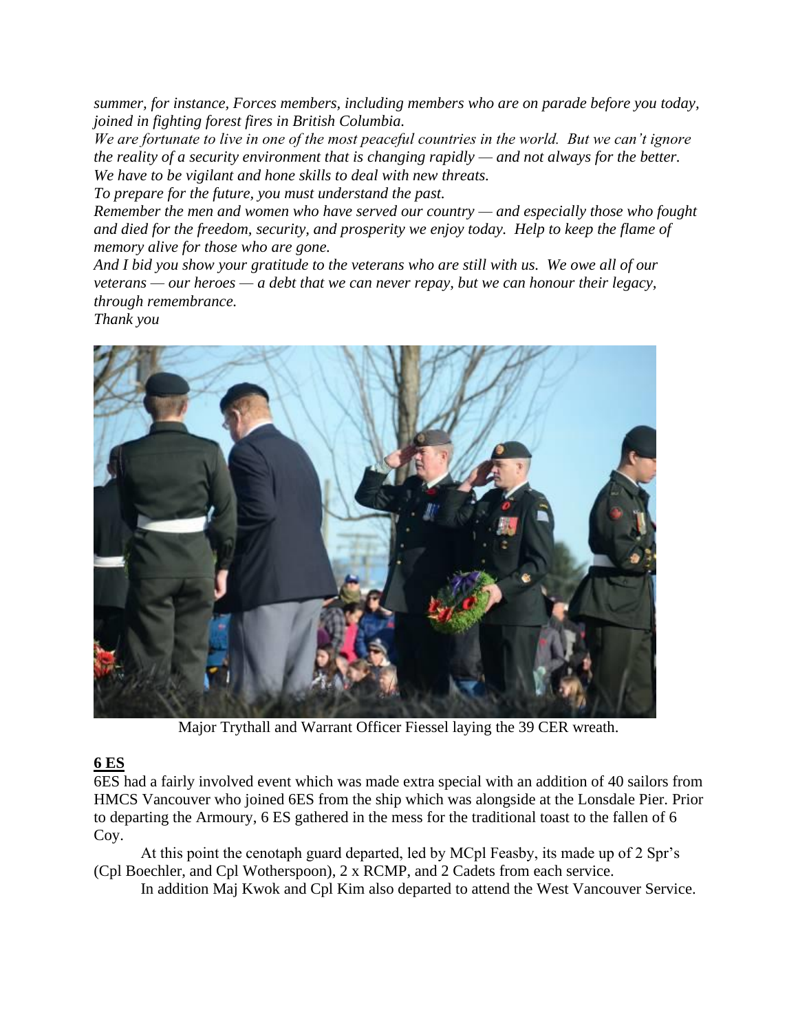*summer, for instance, Forces members, including members who are on parade before you today, joined in fighting forest fires in British Columbia.*
*We are fortunate to live in one of the most peaceful countries in the world. But we can't ignore the reality of a security environment that is changing rapidly — and not always for the better. We have to be vigilant and hone skills to deal with new threats.*
*To prepare for the future, you must understand the past.*
*Remember the men and women who have served our country — and especially those who fought and died for the freedom, security, and prosperity we enjoy today. Help to keep the flame of memory alive for those who are gone.*
*And I bid you show your gratitude to the veterans who are still with us. We owe all of our veterans — our heroes — a debt that we can never repay, but we can honour their legacy, through remembrance.*
*Thank you*

Major Trythall and Warrant Officer Fiessel laying the 39 CER wreath.

**6 ES**

6ES had a fairly involved event which was made extra special with an addition of 40 sailors from HMCS Vancouver who joined 6ES from the ship which was alongside at the Lonsdale Pier. Prior to departing the Armoury, 6 ES gathered in the mess for the traditional toast to the fallen of 6 Coy.

At this point the cenotaph guard departed, led by MCpl Feasby, its made up of 2 Spr's (Cpl Boechler, and Cpl Wotherspoon), 2 x RCMP, and 2 Cadets from each service.

In addition Maj Kwok and Cpl Kim also departed to attend the West Vancouver Service.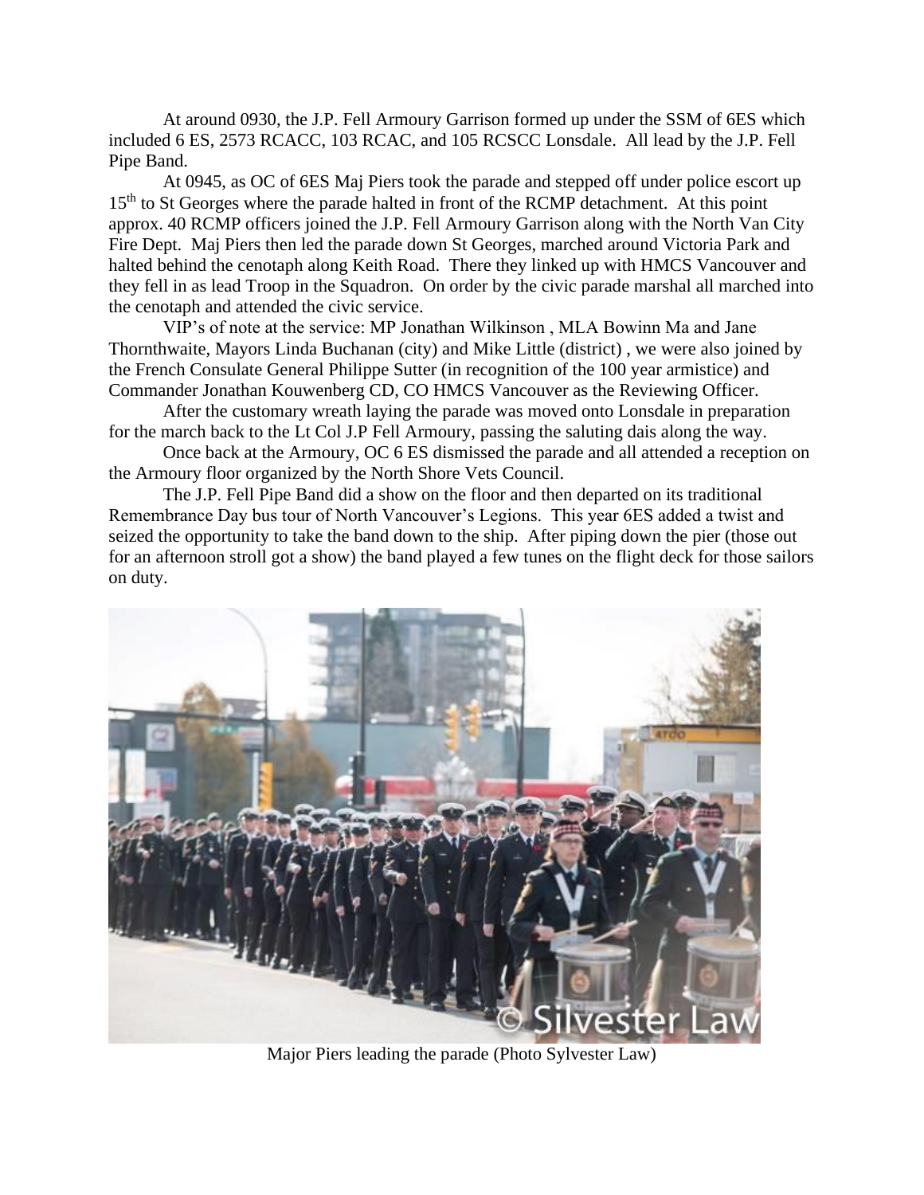At around 0930, the J.P. Fell Armoury Garrison formed up under the SSM of 6ES which included 6 ES, 2573 RCACC, 103 RCAC, and 105 RCSCC Lonsdale. All lead by the J.P. Fell Pipe Band.

At 0945, as OC of 6ES Maj Piers took the parade and stepped off under police escort up 15th to St Georges where the parade halted in front of the RCMP detachment. At this point approx. 40 RCMP officers joined the J.P. Fell Armoury Garrison along with the North Van City Fire Dept. Maj Piers then led the parade down St Georges, marched around Victoria Park and halted behind the cenotaph along Keith Road. There they linked up with HMCS Vancouver and they fell in as lead Troop in the Squadron. On order by the civic parade marshal all marched into the cenotaph and attended the civic service.

VIP's of note at the service: MP Jonathan Wilkinson , MLA Bowinn Ma and Jane Thornthwaite, Mayors Linda Buchanan (city) and Mike Little (district) , we were also joined by the French Consulate General Philippe Sutter (in recognition of the 100 year armistice) and Commander Jonathan Kouwenberg CD, CO HMCS Vancouver as the Reviewing Officer.

After the customary wreath laying the parade was moved onto Lonsdale in preparation for the march back to the Lt Col J.P Fell Armoury, passing the saluting dais along the way.

Once back at the Armoury, OC 6 ES dismissed the parade and all attended a reception on the Armoury floor organized by the North Shore Vets Council.

The J.P. Fell Pipe Band did a show on the floor and then departed on its traditional Remembrance Day bus tour of North Vancouver's Legions. This year 6ES added a twist and seized the opportunity to take the band down to the ship. After piping down the pier (those out for an afternoon stroll got a show) the band played a few tunes on the flight deck for those sailors on duty.

Major Piers leading the parade (Photo Sylvester Law)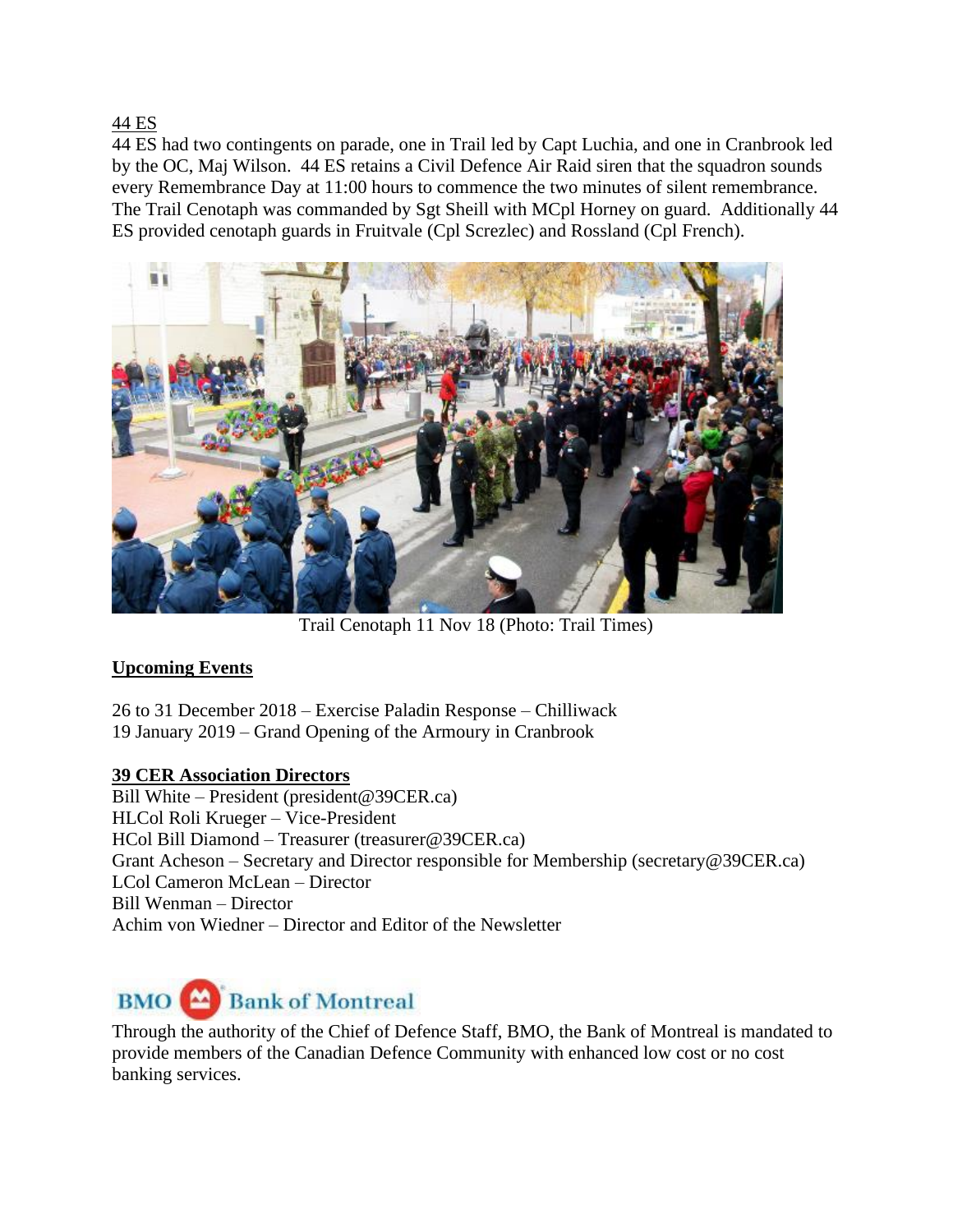44 ES

44 ES had two contingents on parade, one in Trail led by Capt Luchia, and one in Cranbrook led by the OC, Maj Wilson. 44 ES retains a Civil Defence Air Raid siren that the squadron sounds every Remembrance Day at 11:00 hours to commence the two minutes of silent remembrance. The Trail Cenotaph was commanded by Sgt Sheill with MCpl Horney on guard. Additionally 44 ES provided cenotaph guards in Fruitvale (Cpl Screzlec) and Rossland (Cpl French).

Trail Cenotaph 11 Nov 18 (Photo: Trail Times)

**Upcoming Events**

26 to 31 December 2018 – Exercise Paladin Response – Chilliwack
19 January 2019 – Grand Opening of the Armoury in Cranbrook

**39 CER Association Directors**

Bill White – President (president@39CER.ca)
HLCol Roli Krueger – Vice-President
HCol Bill Diamond – Treasurer (treasurer@39CER.ca)
Grant Acheson – Secretary and Director responsible for Membership (secretary@39CER.ca)
LCol Cameron McLean – Director
Bill Wenman – Director
Achim von Wiedner – Director and Editor of the Newsletter

BMO Bank of Montreal

Through the authority of the Chief of Defence Staff, BMO, the Bank of Montreal is mandated to provide members of the Canadian Defence Community with enhanced low cost or no cost banking services.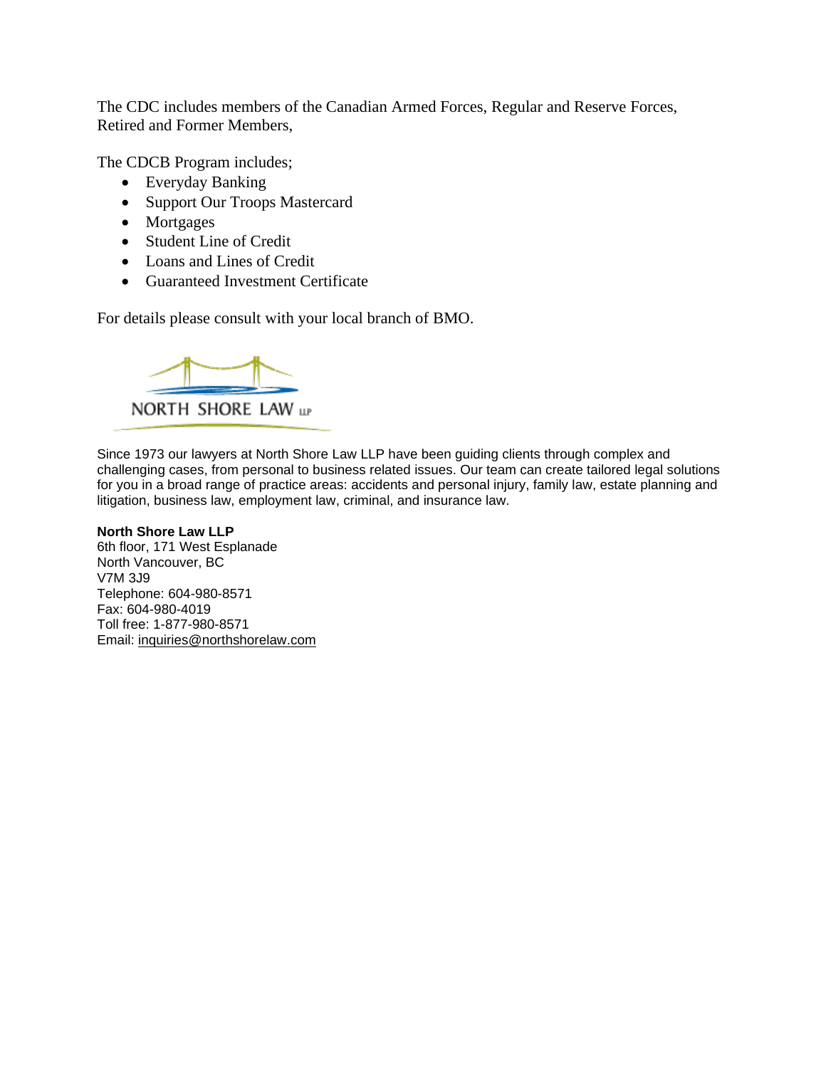The CDC includes members of the Canadian Armed Forces, Regular and Reserve Forces, Retired and Former Members,

The CDCB Program includes;

- Everyday Banking
- Support Our Troops Mastercard
- Mortgages
- Student Line of Credit
- Loans and Lines of Credit
- Guaranteed Investment Certificate

For details please consult with your local branch of BMO.

NORTH SHORE LAW LLP

Since 1973 our lawyers at North Shore Law LLP have been guiding clients through complex and challenging cases, from personal to business related issues. Our team can create tailored legal solutions for you in a broad range of practice areas: accidents and personal injury, family law, estate planning and litigation, business law, employment law, criminal, and insurance law.

**North Shore Law LLP**
6th floor, 171 West Esplanade
North Vancouver, BC
V7M 3J9
Telephone: 604-980-8571
Fax: 604-980-4019
Toll free: 1-877-980-8571
Email: inquiries@northshorelaw.com